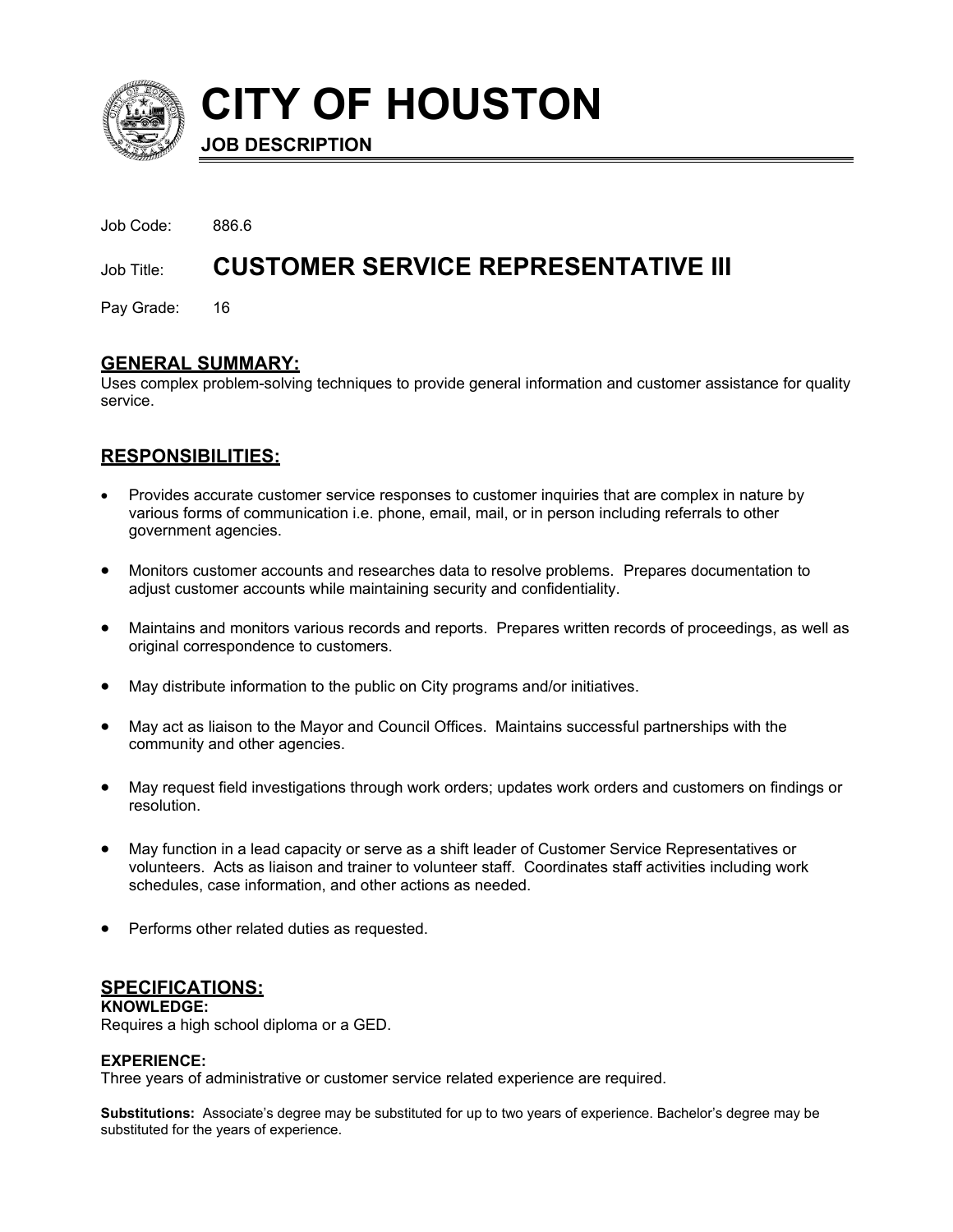# CITY OF HOUSTON

**JOB DESCRIPTION**

Job Code: 886.6

Job Title: **CUSTOMER SERVICE REPRESENTATIVE III**

Pay Grade: 16

## GENERAL SUMMARY:

Uses complex problem-solving techniques to provide general information and customer assistance for quality service.

## RESPONSIBILITIES:

- Provides accurate customer service responses to customer inquiries that are complex in nature by various forms of communication i.e. phone, email, mail, or in person including referrals to other government agencies.
- Monitors customer accounts and researches data to resolve problems. Prepares documentation to adjust customer accounts while maintaining security and confidentiality.
- Maintains and monitors various records and reports. Prepares written records of proceedings, as well as original correspondence to customers.
- May distribute information to the public on City programs and/or initiatives.
- May act as liaison to the Mayor and Council Offices. Maintains successful partnerships with the community and other agencies.
- May request field investigations through work orders; updates work orders and customers on findings or resolution.
- May function in a lead capacity or serve as a shift leader of Customer Service Representatives or volunteers. Acts as liaison and trainer to volunteer staff. Coordinates staff activities including work schedules, case information, and other actions as needed.
- Performs other related duties as requested.

## SPECIFICATIONS:

**KNOWLEDGE:**
Requires a high school diploma or a GED.

**EXPERIENCE:**
Three years of administrative or customer service related experience are required.

**Substitutions:** Associate's degree may be substituted for up to two years of experience. Bachelor's degree may be substituted for the years of experience.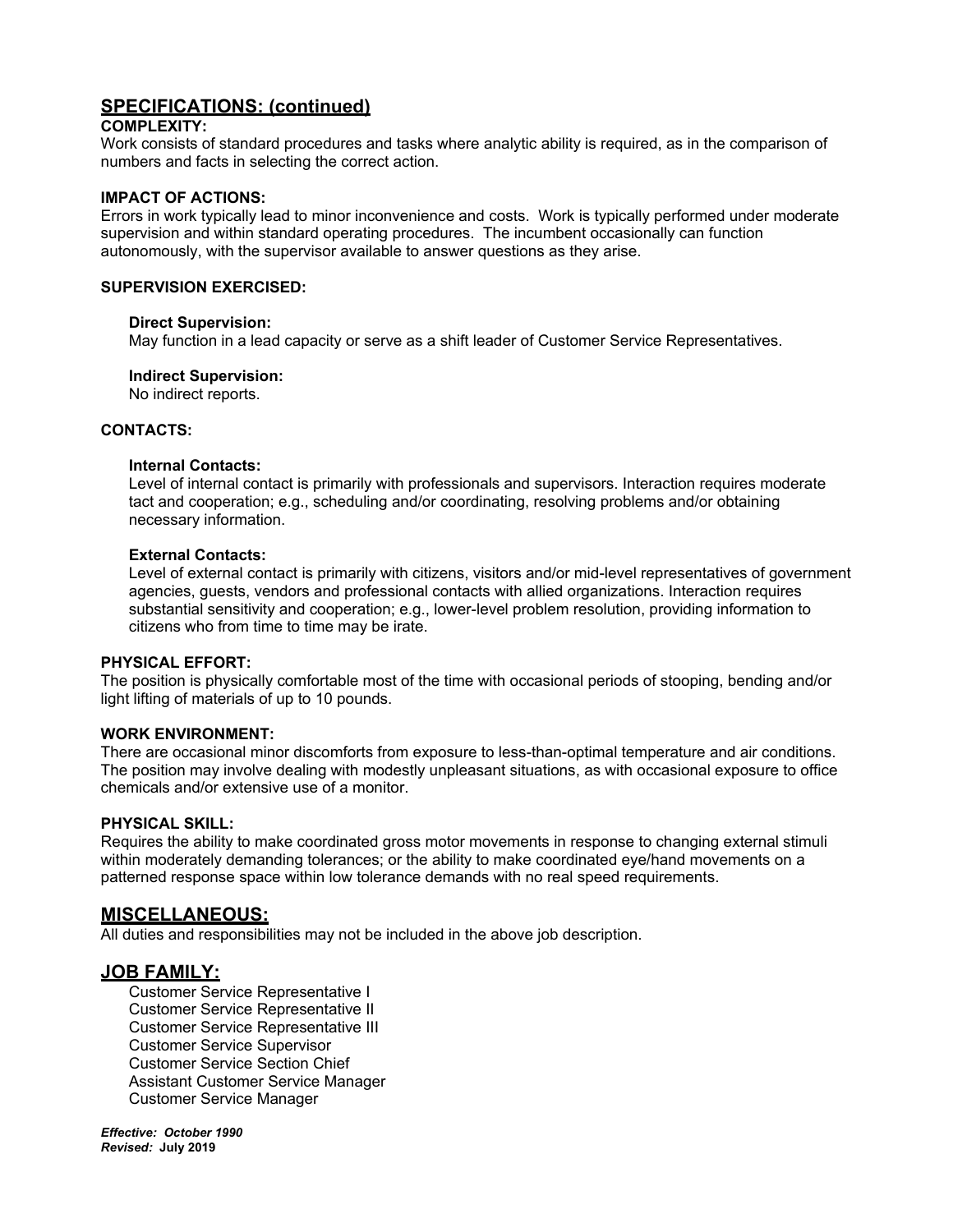## SPECIFICATIONS: (continued)

**COMPLEXITY:**
Work consists of standard procedures and tasks where analytic ability is required, as in the comparison of numbers and facts in selecting the correct action.

**IMPACT OF ACTIONS:**
Errors in work typically lead to minor inconvenience and costs. Work is typically performed under moderate supervision and within standard operating procedures. The incumbent occasionally can function autonomously, with the supervisor available to answer questions as they arise.

**SUPERVISION EXERCISED:**

**Direct Supervision:**
May function in a lead capacity or serve as a shift leader of Customer Service Representatives.

**Indirect Supervision:**
No indirect reports.

**CONTACTS:**

**Internal Contacts:**
Level of internal contact is primarily with professionals and supervisors. Interaction requires moderate tact and cooperation; e.g., scheduling and/or coordinating, resolving problems and/or obtaining necessary information.

**External Contacts:**
Level of external contact is primarily with citizens, visitors and/or mid-level representatives of government agencies, guests, vendors and professional contacts with allied organizations. Interaction requires substantial sensitivity and cooperation; e.g., lower-level problem resolution, providing information to citizens who from time to time may be irate.

**PHYSICAL EFFORT:**
The position is physically comfortable most of the time with occasional periods of stooping, bending and/or light lifting of materials of up to 10 pounds.

**WORK ENVIRONMENT:**
There are occasional minor discomforts from exposure to less-than-optimal temperature and air conditions. The position may involve dealing with modestly unpleasant situations, as with occasional exposure to office chemicals and/or extensive use of a monitor.

**PHYSICAL SKILL:**
Requires the ability to make coordinated gross motor movements in response to changing external stimuli within moderately demanding tolerances; or the ability to make coordinated eye/hand movements on a patterned response space within low tolerance demands with no real speed requirements.

## MISCELLANEOUS:

All duties and responsibilities may not be included in the above job description.

## JOB FAMILY:

Customer Service Representative I
Customer Service Representative II
Customer Service Representative III
Customer Service Supervisor
Customer Service Section Chief
Assistant Customer Service Manager
Customer Service Manager

***Effective:* *October 1990***
***Revised:*** **July 2019**